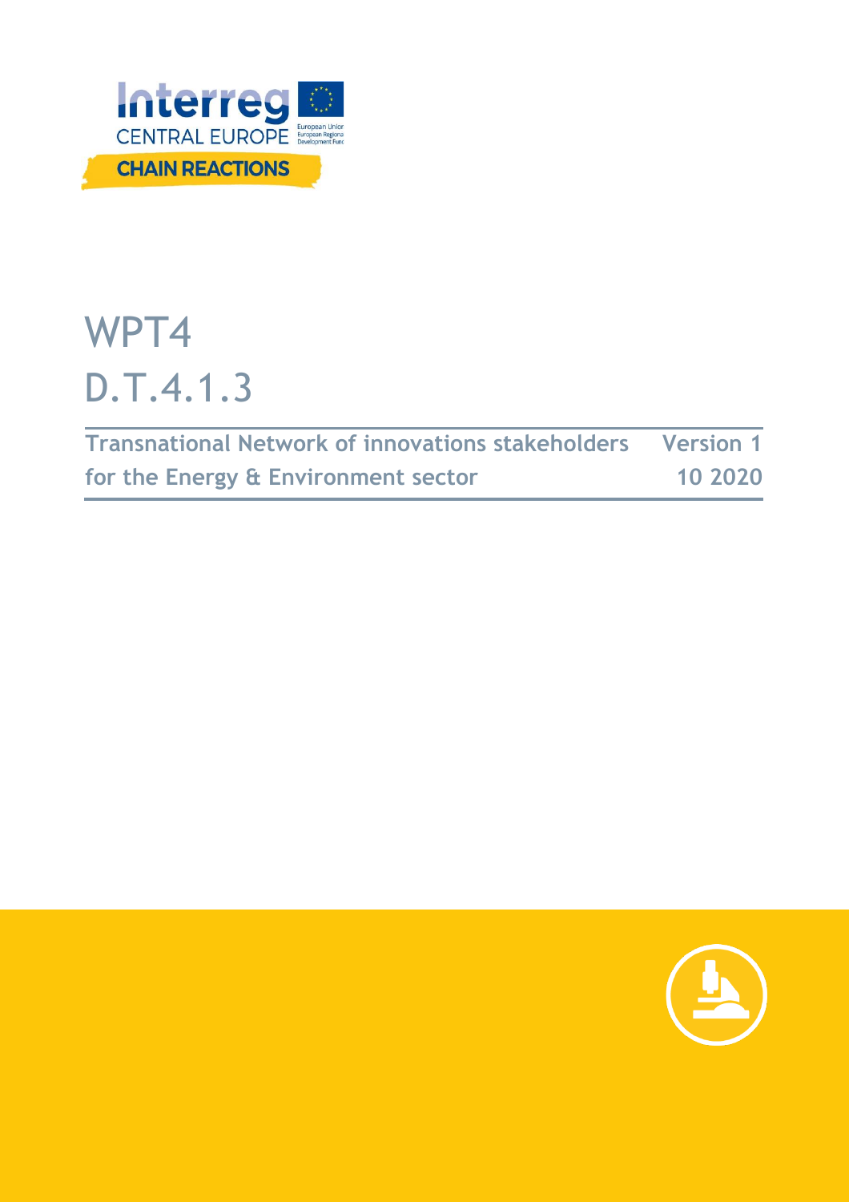Interreg CENTRAL EUROPE

European Union
European Regional Development Fund

CHAIN REACTIONS

# WPT4
# D.T.4.1.3

| Transnational Network of innovations stakeholders for the Energy & Environment sector | Version 1<br>10 2020 |
|---|---|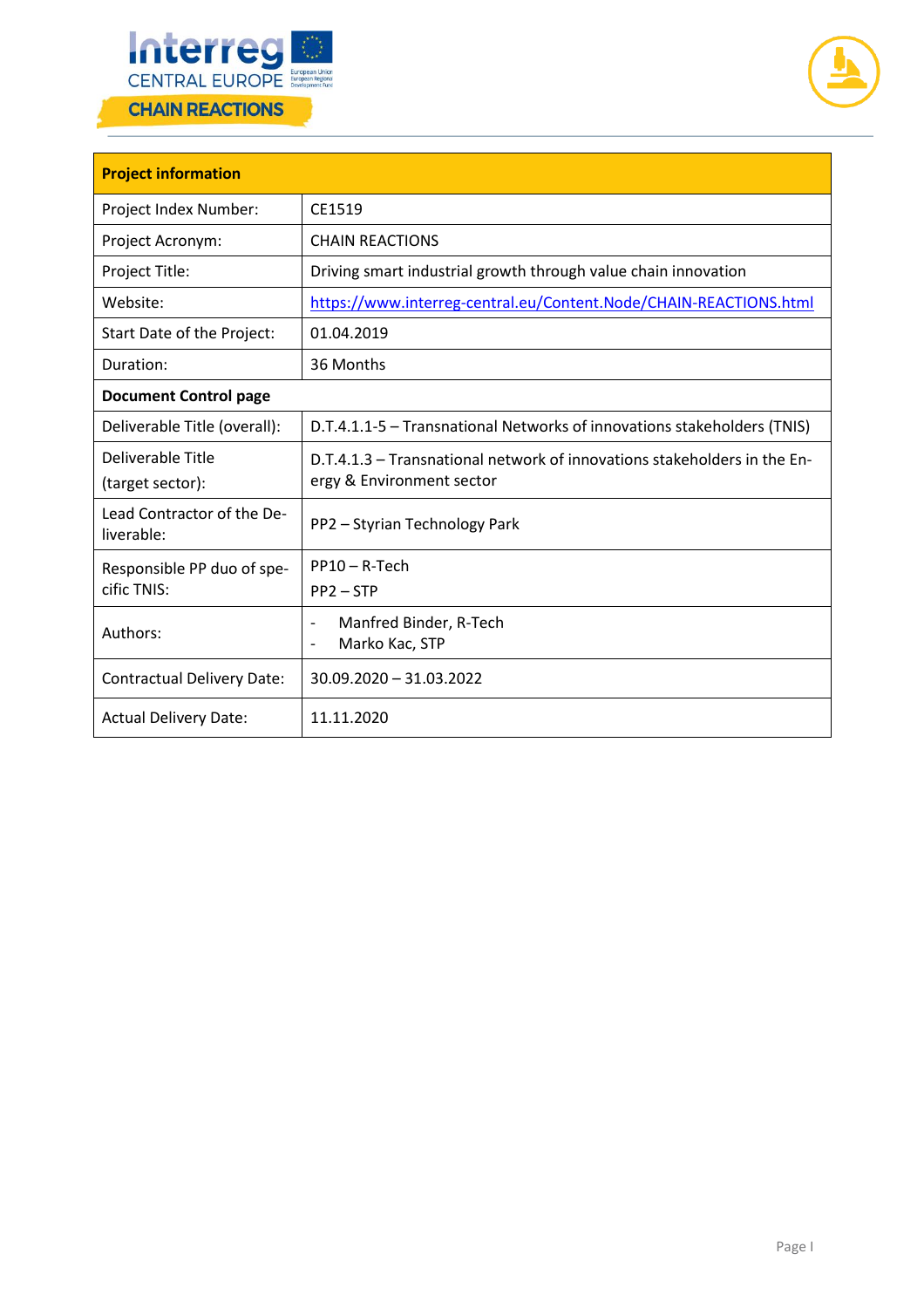| Project information | |
|---|---|
| Project Index Number: | CE1519 |
| Project Acronym: | CHAIN REACTIONS |
| Project Title: | Driving smart industrial growth through value chain innovation |
| Website: | https://www.interreg-central.eu/Content.Node/CHAIN-REACTIONS.html |
| Start Date of the Project: | 01.04.2019 |
| Duration: | 36 Months |
| **Document Control page** | |
| Deliverable Title (overall): | D.T.4.1.1-5 – Transnational Networks of innovations stakeholders (TNIS) |
| Deliverable Title (target sector): | D.T.4.1.3 – Transnational network of innovations stakeholders in the Energy & Environment sector |
| Lead Contractor of the Deliverable: | PP2 – Styrian Technology Park |
| Responsible PP duo of specific TNIS: | PP10 – R-Tech<br>PP2 – STP |
| Authors: | - Manfred Binder, R-Tech<br>- Marko Kac, STP |
| Contractual Delivery Date: | 30.09.2020 – 31.03.2022 |
| Actual Delivery Date: | 11.11.2020 |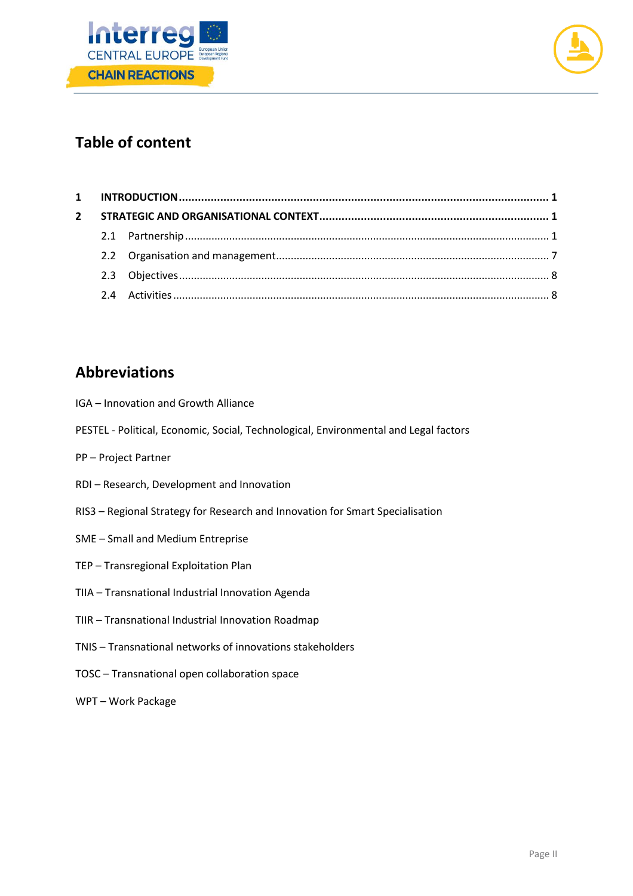# Table of content

**1 INTRODUCTION .......... 1**

**2 STRATEGIC AND ORGANISATIONAL CONTEXT .......... 1**

- 2.1 Partnership .......... 1
- 2.2 Organisation and management .......... 7
- 2.3 Objectives .......... 8
- 2.4 Activities .......... 8

# Abbreviations

IGA – Innovation and Growth Alliance

PESTEL - Political, Economic, Social, Technological, Environmental and Legal factors

PP – Project Partner

RDI – Research, Development and Innovation

RIS3 – Regional Strategy for Research and Innovation for Smart Specialisation

SME – Small and Medium Entreprise

TEP – Transregional Exploitation Plan

TIIA – Transnational Industrial Innovation Agenda

TIIR – Transnational Industrial Innovation Roadmap

TNIS – Transnational networks of innovations stakeholders

TOSC – Transnational open collaboration space

WPT – Work Package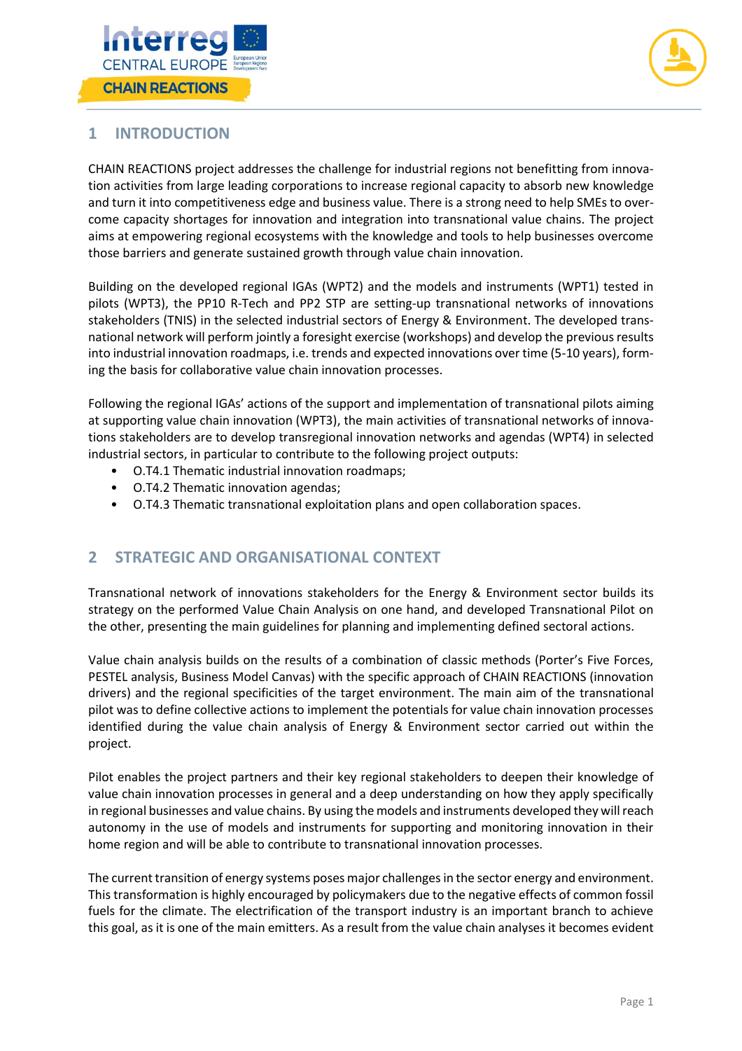# 1 INTRODUCTION

CHAIN REACTIONS project addresses the challenge for industrial regions not benefitting from innovation activities from large leading corporations to increase regional capacity to absorb new knowledge and turn it into competitiveness edge and business value. There is a strong need to help SMEs to overcome capacity shortages for innovation and integration into transnational value chains. The project aims at empowering regional ecosystems with the knowledge and tools to help businesses overcome those barriers and generate sustained growth through value chain innovation.

Building on the developed regional IGAs (WPT2) and the models and instruments (WPT1) tested in pilots (WPT3), the PP10 R-Tech and PP2 STP are setting-up transnational networks of innovations stakeholders (TNIS) in the selected industrial sectors of Energy & Environment. The developed transnational network will perform jointly a foresight exercise (workshops) and develop the previous results into industrial innovation roadmaps, i.e. trends and expected innovations over time (5-10 years), forming the basis for collaborative value chain innovation processes.

Following the regional IGAs' actions of the support and implementation of transnational pilots aiming at supporting value chain innovation (WPT3), the main activities of transnational networks of innovations stakeholders are to develop transregional innovation networks and agendas (WPT4) in selected industrial sectors, in particular to contribute to the following project outputs:

- O.T4.1 Thematic industrial innovation roadmaps;
- O.T4.2 Thematic innovation agendas;
- O.T4.3 Thematic transnational exploitation plans and open collaboration spaces.

# 2 STRATEGIC AND ORGANISATIONAL CONTEXT

Transnational network of innovations stakeholders for the Energy & Environment sector builds its strategy on the performed Value Chain Analysis on one hand, and developed Transnational Pilot on the other, presenting the main guidelines for planning and implementing defined sectoral actions.

Value chain analysis builds on the results of a combination of classic methods (Porter's Five Forces, PESTEL analysis, Business Model Canvas) with the specific approach of CHAIN REACTIONS (innovation drivers) and the regional specificities of the target environment. The main aim of the transnational pilot was to define collective actions to implement the potentials for value chain innovation processes identified during the value chain analysis of Energy & Environment sector carried out within the project.

Pilot enables the project partners and their key regional stakeholders to deepen their knowledge of value chain innovation processes in general and a deep understanding on how they apply specifically in regional businesses and value chains. By using the models and instruments developed they will reach autonomy in the use of models and instruments for supporting and monitoring innovation in their home region and will be able to contribute to transnational innovation processes.

The current transition of energy systems poses major challenges in the sector energy and environment. This transformation is highly encouraged by policymakers due to the negative effects of common fossil fuels for the climate. The electrification of the transport industry is an important branch to achieve this goal, as it is one of the main emitters. As a result from the value chain analyses it becomes evident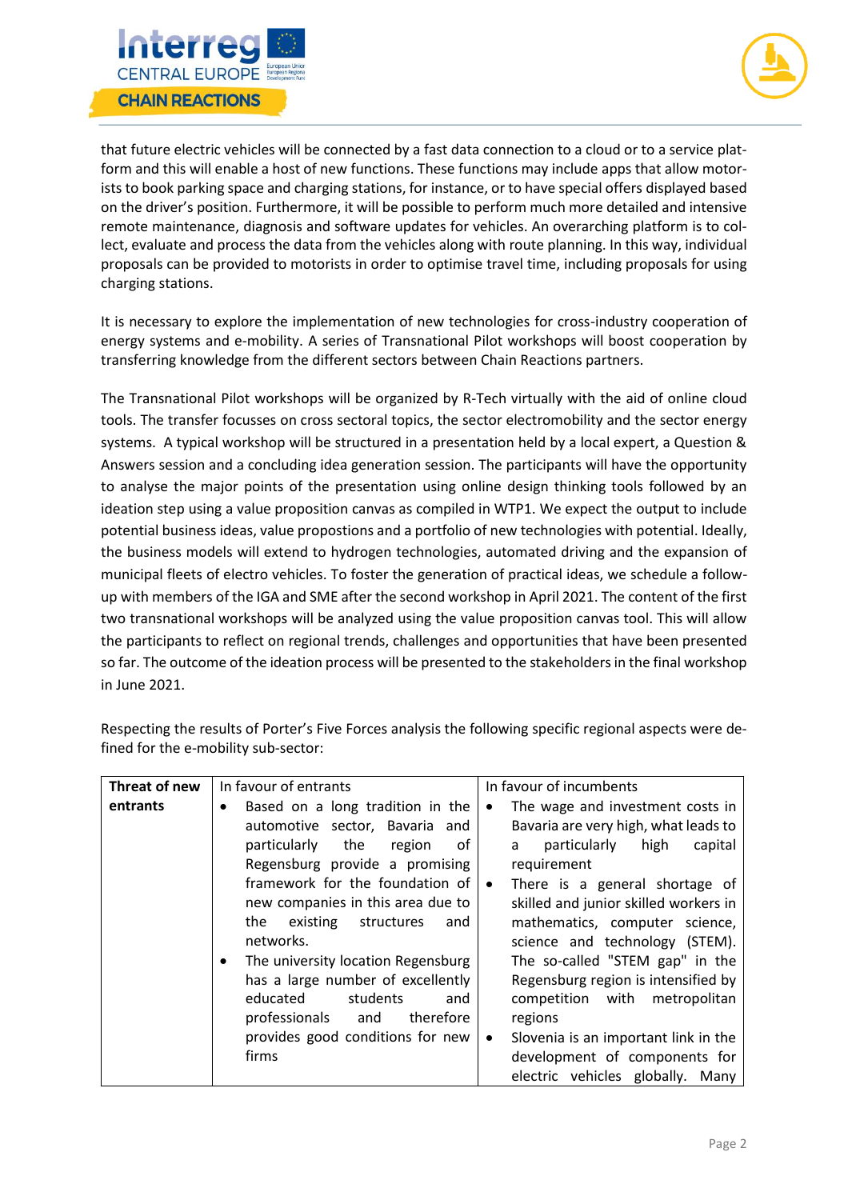that future electric vehicles will be connected by a fast data connection to a cloud or to a service platform and this will enable a host of new functions. These functions may include apps that allow motorists to book parking space and charging stations, for instance, or to have special offers displayed based on the driver's position. Furthermore, it will be possible to perform much more detailed and intensive remote maintenance, diagnosis and software updates for vehicles. An overarching platform is to collect, evaluate and process the data from the vehicles along with route planning. In this way, individual proposals can be provided to motorists in order to optimise travel time, including proposals for using charging stations.

It is necessary to explore the implementation of new technologies for cross-industry cooperation of energy systems and e-mobility. A series of Transnational Pilot workshops will boost cooperation by transferring knowledge from the different sectors between Chain Reactions partners.

The Transnational Pilot workshops will be organized by R-Tech virtually with the aid of online cloud tools. The transfer focusses on cross sectoral topics, the sector electromobility and the sector energy systems. A typical workshop will be structured in a presentation held by a local expert, a Question & Answers session and a concluding idea generation session. The participants will have the opportunity to analyse the major points of the presentation using online design thinking tools followed by an ideation step using a value proposition canvas as compiled in WTP1. We expect the output to include potential business ideas, value propostions and a portfolio of new technologies with potential. Ideally, the business models will extend to hydrogen technologies, automated driving and the expansion of municipal fleets of electro vehicles. To foster the generation of practical ideas, we schedule a follow-up with members of the IGA and SME after the second workshop in April 2021. The content of the first two transnational workshops will be analyzed using the value proposition canvas tool. This will allow the participants to reflect on regional trends, challenges and opportunities that have been presented so far. The outcome of the ideation process will be presented to the stakeholders in the final workshop in June 2021.

Respecting the results of Porter's Five Forces analysis the following specific regional aspects were defined for the e-mobility sub-sector:

| **Threat of new entrants** | In favour of entrants | In favour of incumbents |
|---|---|---|
| | • Based on a long tradition in the automotive sector, Bavaria and particularly the region of Regensburg provide a promising framework for the foundation of new companies in this area due to the existing structures and networks.<br>• The university location Regensburg has a large number of excellently educated students and professionals and therefore provides good conditions for new firms | • The wage and investment costs in Bavaria are very high, what leads to a particularly high capital requirement<br>• There is a general shortage of skilled and junior skilled workers in mathematics, computer science, science and technology (STEM). The so-called "STEM gap" in the Regensburg region is intensified by competition with metropolitan regions<br>• Slovenia is an important link in the development of components for electric vehicles globally. Many |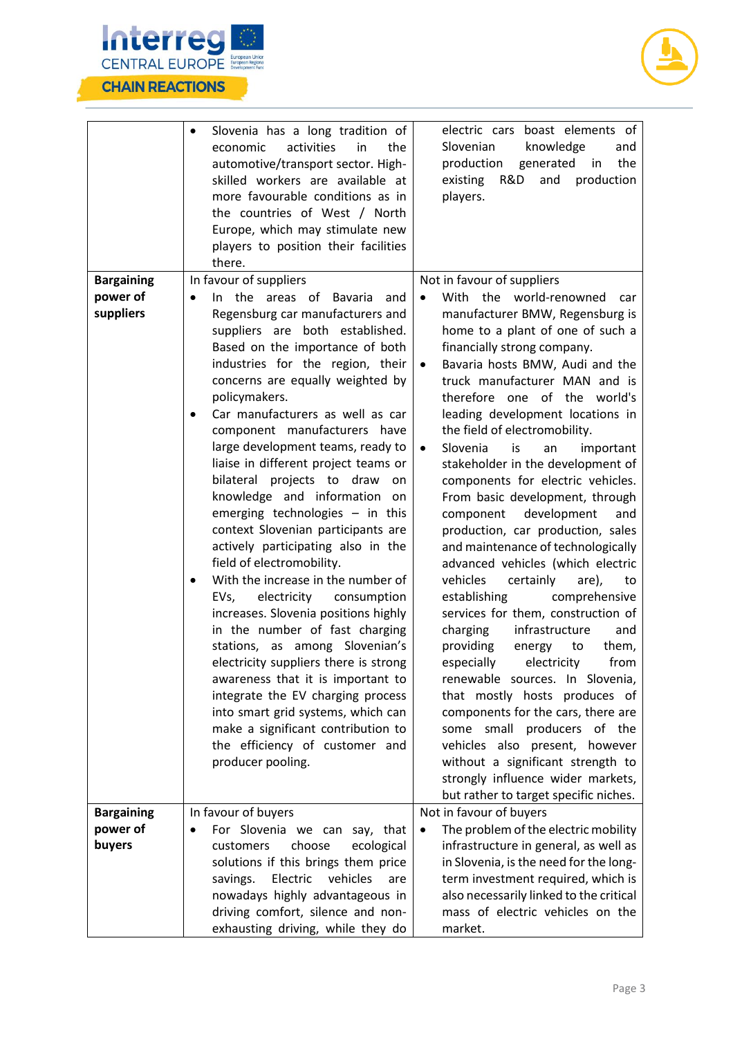| | | |
|---|---|---|
| | • Slovenia has a long tradition of economic activities in the automotive/transport sector. High-skilled workers are available at more favourable conditions as in the countries of West / North Europe, which may stimulate new players to position their facilities there. | electric cars boast elements of Slovenian knowledge and production generated in the existing R&D and production players. |
| **Bargaining power of suppliers** | In favour of suppliers<br>• In the areas of Bavaria and Regensburg car manufacturers and suppliers are both established. Based on the importance of both industries for the region, their concerns are equally weighted by policymakers.<br>• Car manufacturers as well as car component manufacturers have large development teams, ready to liaise in different project teams or bilateral projects to draw on knowledge and information on emerging technologies – in this context Slovenian participants are actively participating also in the field of electromobility.<br>• With the increase in the number of EVs, electricity consumption increases. Slovenia positions highly in the number of fast charging stations, as among Slovenian's electricity suppliers there is strong awareness that it is important to integrate the EV charging process into smart grid systems, which can make a significant contribution to the efficiency of customer and producer pooling. | Not in favour of suppliers<br>• With the world-renowned car manufacturer BMW, Regensburg is home to a plant of one of such a financially strong company.<br>• Bavaria hosts BMW, Audi and the truck manufacturer MAN and is therefore one of the world's leading development locations in the field of electromobility.<br>• Slovenia is an important stakeholder in the development of components for electric vehicles. From basic development, through component development and production, car production, sales and maintenance of technologically advanced vehicles (which electric vehicles certainly are), to establishing comprehensive services for them, construction of charging infrastructure and providing energy to them, especially electricity from renewable sources. In Slovenia, that mostly hosts produces of components for the cars, there are some small producers of the vehicles also present, however without a significant strength to strongly influence wider markets, but rather to target specific niches. |
| **Bargaining power of buyers** | In favour of buyers<br>• For Slovenia we can say, that customers choose ecological solutions if this brings them price savings. Electric vehicles are nowadays highly advantageous in driving comfort, silence and non-exhausting driving, while they do | Not in favour of buyers<br>• The problem of the electric mobility infrastructure in general, as well as in Slovenia, is the need for the long-term investment required, which is also necessarily linked to the critical mass of electric vehicles on the market. |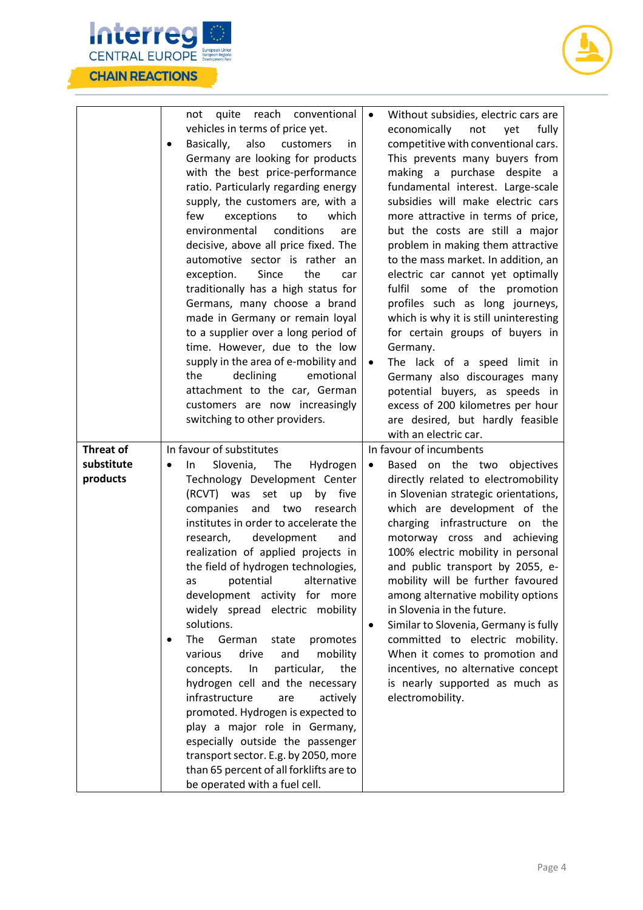| | | |
|---|---|---|
| | not quite reach conventional vehicles in terms of price yet.<br>• Basically, also customers in Germany are looking for products with the best price-performance ratio. Particularly regarding energy supply, the customers are, with a few exceptions to which environmental conditions are decisive, above all price fixed. The automotive sector is rather an exception. Since the car traditionally has a high status for Germans, many choose a brand made in Germany or remain loyal to a supplier over a long period of time. However, due to the low supply in the area of e-mobility and the declining emotional attachment to the car, German customers are now increasingly switching to other providers. | • Without subsidies, electric cars are economically not yet fully competitive with conventional cars. This prevents many buyers from making a purchase despite a fundamental interest. Large-scale subsidies will make electric cars more attractive in terms of price, but the costs are still a major problem in making them attractive to the mass market. In addition, an electric car cannot yet optimally fulfil some of the promotion profiles such as long journeys, which is why it is still uninteresting for certain groups of buyers in Germany.<br>• The lack of a speed limit in Germany also discourages many potential buyers, as speeds in excess of 200 kilometres per hour are desired, but hardly feasible with an electric car. |
| **Threat of substitute products** | In favour of substitutes<br>• In Slovenia, The Hydrogen Technology Development Center (RCVT) was set up by five companies and two research institutes in order to accelerate the research, development and realization of applied projects in the field of hydrogen technologies, as potential alternative development activity for more widely spread electric mobility solutions.<br>• The German state promotes various drive and mobility concepts. In particular, the hydrogen cell and the necessary infrastructure are actively promoted. Hydrogen is expected to play a major role in Germany, especially outside the passenger transport sector. E.g. by 2050, more than 65 percent of all forklifts are to be operated with a fuel cell. | In favour of incumbents<br>• Based on the two objectives directly related to electromobility in Slovenian strategic orientations, which are development of the charging infrastructure on the motorway cross and achieving 100% electric mobility in personal and public transport by 2055, e-mobility will be further favoured among alternative mobility options in Slovenia in the future.<br>• Similar to Slovenia, Germany is fully committed to electric mobility. When it comes to promotion and incentives, no alternative concept is nearly supported as much as electromobility. |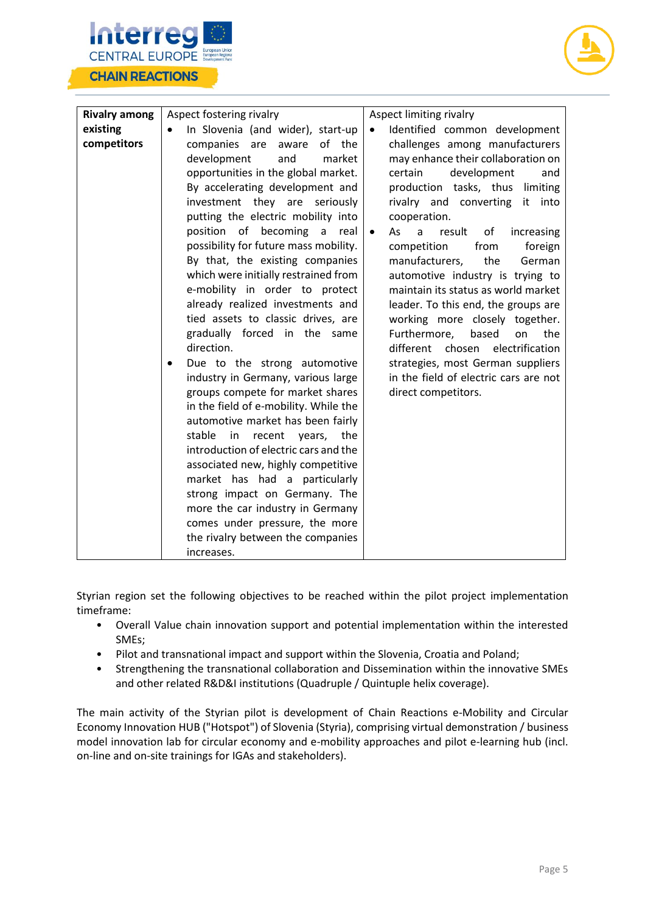| **Rivalry among existing competitors** | Aspect fostering rivalry | Aspect limiting rivalry |
|---|---|---|
| | • In Slovenia (and wider), start-up companies are aware of the development and market opportunities in the global market. By accelerating development and investment they are seriously putting the electric mobility into position of becoming a real possibility for future mass mobility. By that, the existing companies which were initially restrained from e-mobility in order to protect already realized investments and tied assets to classic drives, are gradually forced in the same direction.<br>• Due to the strong automotive industry in Germany, various large groups compete for market shares in the field of e-mobility. While the automotive market has been fairly stable in recent years, the introduction of electric cars and the associated new, highly competitive market has had a particularly strong impact on Germany. The more the car industry in Germany comes under pressure, the more the rivalry between the companies increases. | • Identified common development challenges among manufacturers may enhance their collaboration on certain development and production tasks, thus limiting rivalry and converting it into cooperation.<br>• As a result of increasing competition from foreign manufacturers, the German automotive industry is trying to maintain its status as world market leader. To this end, the groups are working more closely together. Furthermore, based on the different chosen electrification strategies, most German suppliers in the field of electric cars are not direct competitors. |

Styrian region set the following objectives to be reached within the pilot project implementation timeframe:

- Overall Value chain innovation support and potential implementation within the interested SMEs;
- Pilot and transnational impact and support within the Slovenia, Croatia and Poland;
- Strengthening the transnational collaboration and Dissemination within the innovative SMEs and other related R&D&I institutions (Quadruple / Quintuple helix coverage).

The main activity of the Styrian pilot is development of Chain Reactions e-Mobility and Circular Economy Innovation HUB ("Hotspot") of Slovenia (Styria), comprising virtual demonstration / business model innovation lab for circular economy and e-mobility approaches and pilot e-learning hub (incl. on-line and on-site trainings for IGAs and stakeholders).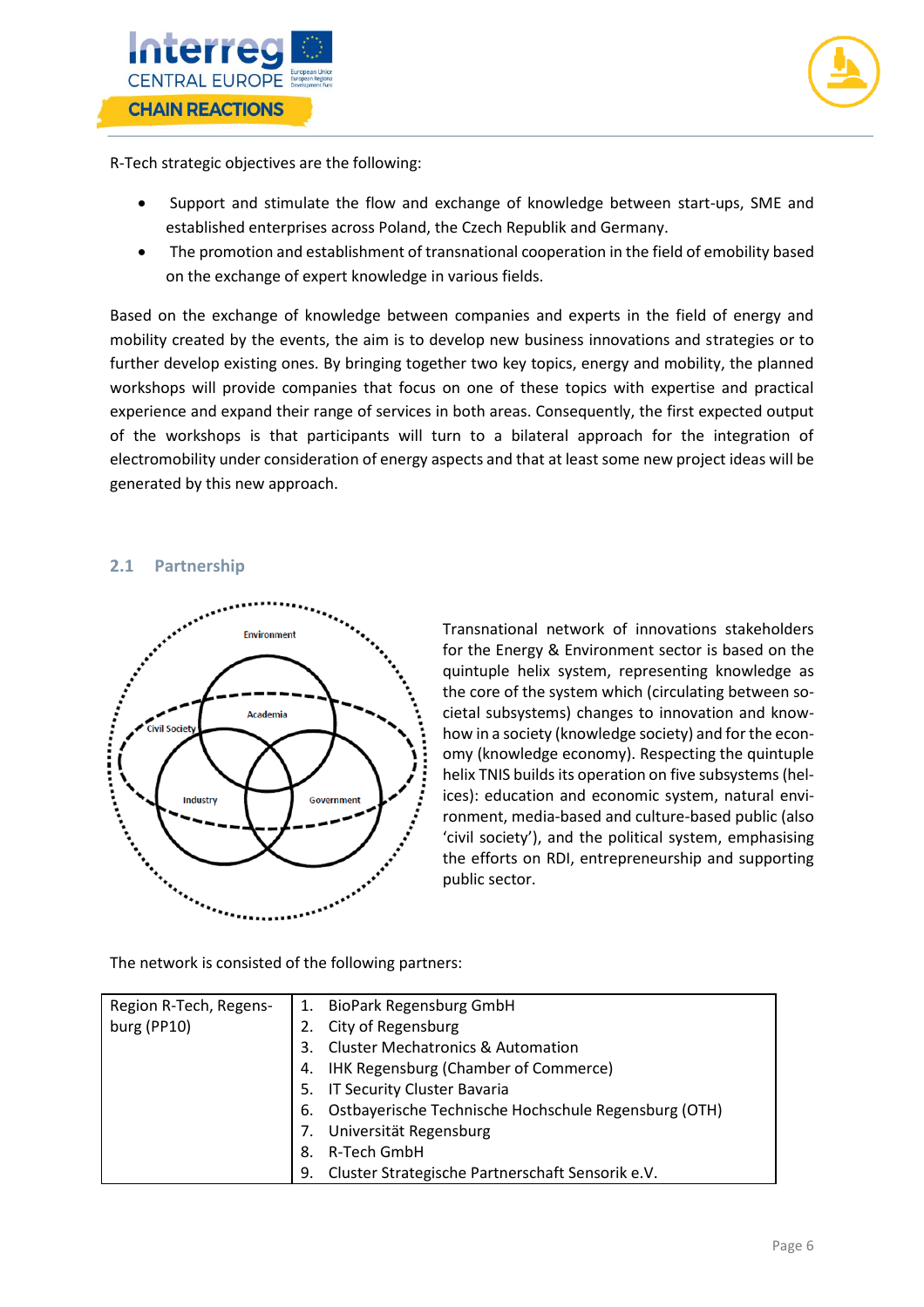R-Tech strategic objectives are the following:

- Support and stimulate the flow and exchange of knowledge between start-ups, SME and established enterprises across Poland, the Czech Republik and Germany.
- The promotion and establishment of transnational cooperation in the field of emobility based on the exchange of expert knowledge in various fields.

Based on the exchange of knowledge between companies and experts in the field of energy and mobility created by the events, the aim is to develop new business innovations and strategies or to further develop existing ones. By bringing together two key topics, energy and mobility, the planned workshops will provide companies that focus on one of these topics with expertise and practical experience and expand their range of services in both areas. Consequently, the first expected output of the workshops is that participants will turn to a bilateral approach for the integration of electromobility under consideration of energy aspects and that at least some new project ideas will be generated by this new approach.

## 2.1 Partnership

Environment

Academia

Civil Society

Industry

Government

Transnational network of innovations stakeholders for the Energy & Environment sector is based on the quintuple helix system, representing knowledge as the core of the system which (circulating between societal subsystems) changes to innovation and know-how in a society (knowledge society) and for the economy (knowledge economy). Respecting the quintuple helix TNIS builds its operation on five subsystems (helices): education and economic system, natural environment, media-based and culture-based public (also 'civil society'), and the political system, emphasising the efforts on RDI, entrepreneurship and supporting public sector.

The network is consisted of the following partners:

| Region R-Tech, Regensburg (PP10) | 1. BioPark Regensburg GmbH<br>2. City of Regensburg<br>3. Cluster Mechatronics & Automation<br>4. IHK Regensburg (Chamber of Commerce)<br>5. IT Security Cluster Bavaria<br>6. Ostbayerische Technische Hochschule Regensburg (OTH)<br>7. Universität Regensburg<br>8. R-Tech GmbH<br>9. Cluster Strategische Partnerschaft Sensorik e.V. |
|---|---|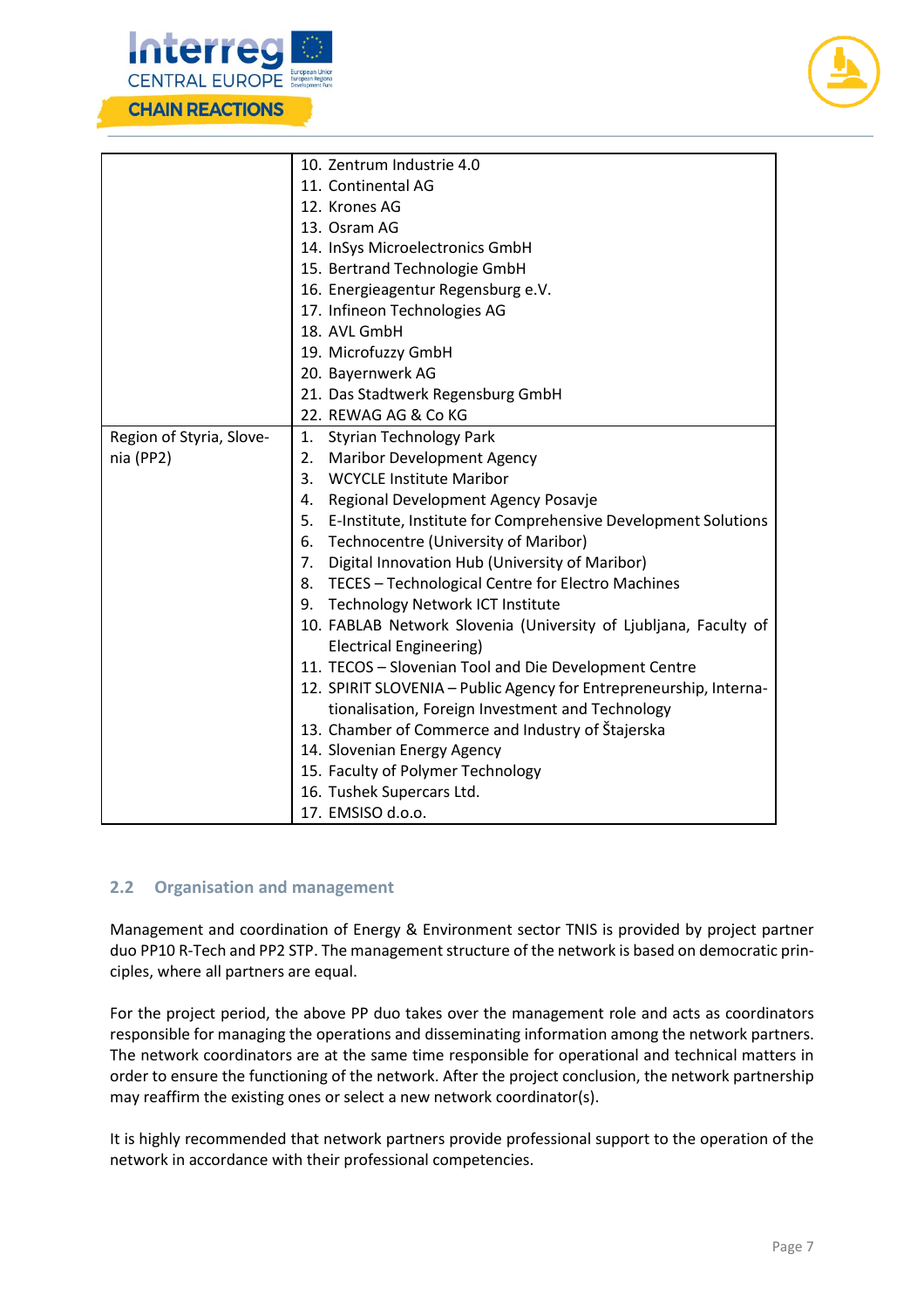|  |  |
|---|---|
|  | 10. Zentrum Industrie 4.0<br>11. Continental AG<br>12. Krones AG<br>13. Osram AG<br>14. InSys Microelectronics GmbH<br>15. Bertrand Technologie GmbH<br>16. Energieagentur Regensburg e.V.<br>17. Infineon Technologies AG<br>18. AVL GmbH<br>19. Microfuzzy GmbH<br>20. Bayernwerk AG<br>21. Das Stadtwerk Regensburg GmbH<br>22. REWAG AG & Co KG |
| Region of Styria, Slovenia (PP2) | 1. Styrian Technology Park<br>2. Maribor Development Agency<br>3. WCYCLE Institute Maribor<br>4. Regional Development Agency Posavje<br>5. E-Institute, Institute for Comprehensive Development Solutions<br>6. Technocentre (University of Maribor)<br>7. Digital Innovation Hub (University of Maribor)<br>8. TECES – Technological Centre for Electro Machines<br>9. Technology Network ICT Institute<br>10. FABLAB Network Slovenia (University of Ljubljana, Faculty of Electrical Engineering)<br>11. TECOS – Slovenian Tool and Die Development Centre<br>12. SPIRIT SLOVENIA – Public Agency for Entrepreneurship, Internationalisation, Foreign Investment and Technology<br>13. Chamber of Commerce and Industry of Štajerska<br>14. Slovenian Energy Agency<br>15. Faculty of Polymer Technology<br>16. Tushek Supercars Ltd.<br>17. EMSISO d.o.o. |

## 2.2 Organisation and management

Management and coordination of Energy & Environment sector TNIS is provided by project partner duo PP10 R-Tech and PP2 STP. The management structure of the network is based on democratic principles, where all partners are equal.

For the project period, the above PP duo takes over the management role and acts as coordinators responsible for managing the operations and disseminating information among the network partners. The network coordinators are at the same time responsible for operational and technical matters in order to ensure the functioning of the network. After the project conclusion, the network partnership may reaffirm the existing ones or select a new network coordinator(s).

It is highly recommended that network partners provide professional support to the operation of the network in accordance with their professional competencies.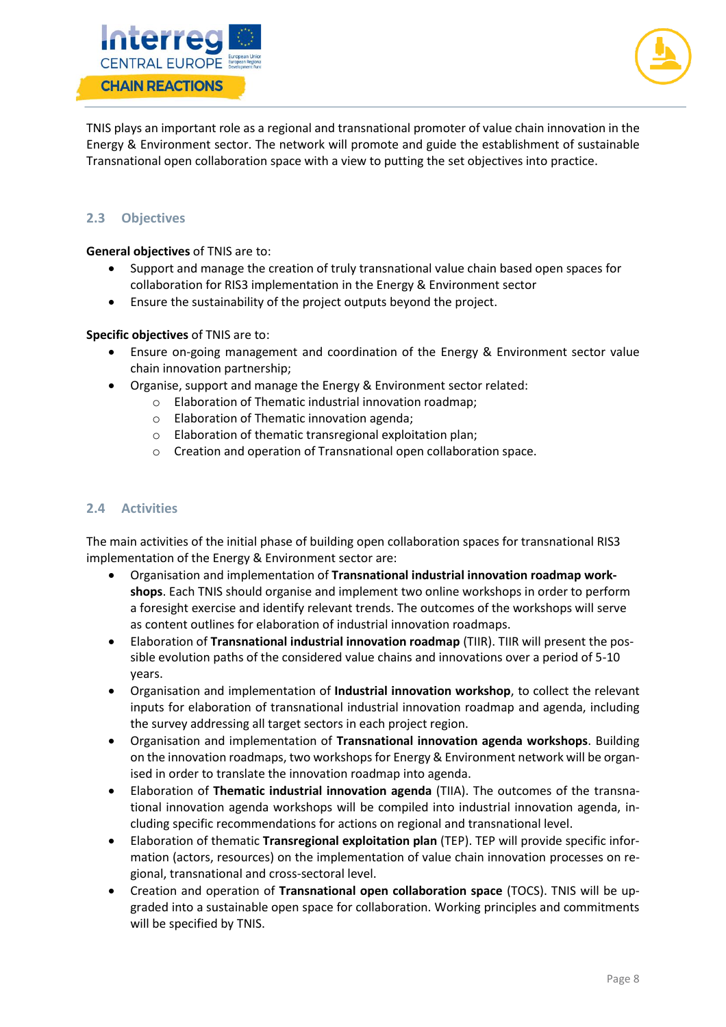TNIS plays an important role as a regional and transnational promoter of value chain innovation in the Energy & Environment sector. The network will promote and guide the establishment of sustainable Transnational open collaboration space with a view to putting the set objectives into practice.

## 2.3 Objectives

**General objectives** of TNIS are to:

- Support and manage the creation of truly transnational value chain based open spaces for collaboration for RIS3 implementation in the Energy & Environment sector
- Ensure the sustainability of the project outputs beyond the project.

**Specific objectives** of TNIS are to:

- Ensure on-going management and coordination of the Energy & Environment sector value chain innovation partnership;
- Organise, support and manage the Energy & Environment sector related:
  - Elaboration of Thematic industrial innovation roadmap;
  - Elaboration of Thematic innovation agenda;
  - Elaboration of thematic transregional exploitation plan;
  - Creation and operation of Transnational open collaboration space.

## 2.4 Activities

The main activities of the initial phase of building open collaboration spaces for transnational RIS3 implementation of the Energy & Environment sector are:

- Organisation and implementation of **Transnational industrial innovation roadmap workshops**. Each TNIS should organise and implement two online workshops in order to perform a foresight exercise and identify relevant trends. The outcomes of the workshops will serve as content outlines for elaboration of industrial innovation roadmaps.
- Elaboration of **Transnational industrial innovation roadmap** (TIIR). TIIR will present the possible evolution paths of the considered value chains and innovations over a period of 5-10 years.
- Organisation and implementation of **Industrial innovation workshop**, to collect the relevant inputs for elaboration of transnational industrial innovation roadmap and agenda, including the survey addressing all target sectors in each project region.
- Organisation and implementation of **Transnational innovation agenda workshops**. Building on the innovation roadmaps, two workshops for Energy & Environment network will be organised in order to translate the innovation roadmap into agenda.
- Elaboration of **Thematic industrial innovation agenda** (TIIA). The outcomes of the transnational innovation agenda workshops will be compiled into industrial innovation agenda, including specific recommendations for actions on regional and transnational level.
- Elaboration of thematic **Transregional exploitation plan** (TEP). TEP will provide specific information (actors, resources) on the implementation of value chain innovation processes on regional, transnational and cross-sectoral level.
- Creation and operation of **Transnational open collaboration space** (TOCS). TNIS will be upgraded into a sustainable open space for collaboration. Working principles and commitments will be specified by TNIS.